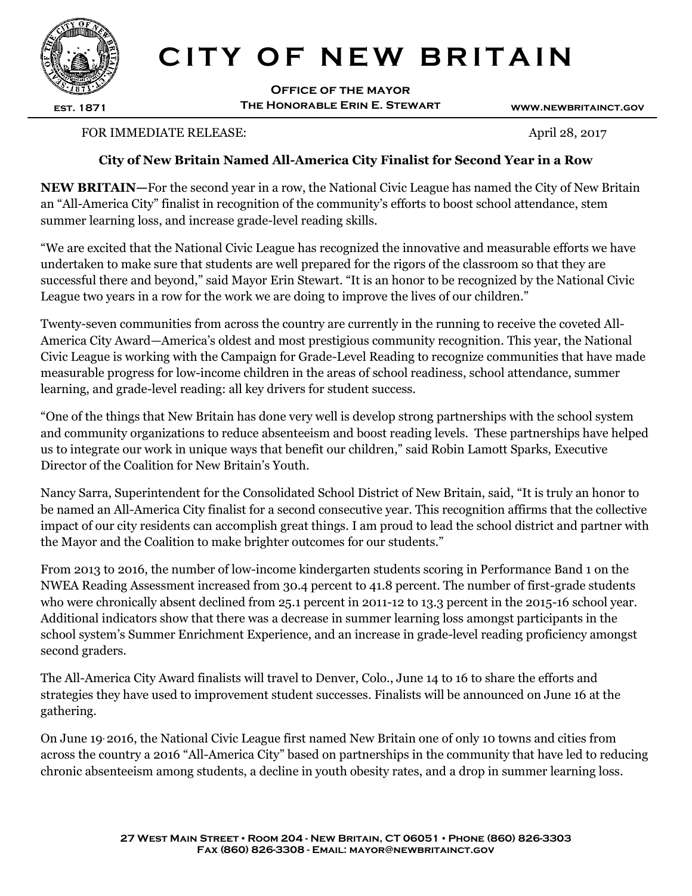# CITY OF NEW BRITAIN

**Office of the Mayor**
**The Honorable Erin E. Stewart**

EST. 1871 www.newbritainct.gov

FOR IMMEDIATE RELEASE: April 28, 2017

### City of New Britain Named All-America City Finalist for Second Year in a Row

**NEW BRITAIN—**For the second year in a row, the National Civic League has named the City of New Britain an "All-America City" finalist in recognition of the community's efforts to boost school attendance, stem summer learning loss, and increase grade-level reading skills.

"We are excited that the National Civic League has recognized the innovative and measurable efforts we have undertaken to make sure that students are well prepared for the rigors of the classroom so that they are successful there and beyond," said Mayor Erin Stewart. "It is an honor to be recognized by the National Civic League two years in a row for the work we are doing to improve the lives of our children."

Twenty-seven communities from across the country are currently in the running to receive the coveted All-America City Award—America's oldest and most prestigious community recognition. This year, the National Civic League is working with the Campaign for Grade-Level Reading to recognize communities that have made measurable progress for low-income children in the areas of school readiness, school attendance, summer learning, and grade-level reading: all key drivers for student success.

"One of the things that New Britain has done very well is develop strong partnerships with the school system and community organizations to reduce absenteeism and boost reading levels. These partnerships have helped us to integrate our work in unique ways that benefit our children," said Robin Lamott Sparks, Executive Director of the Coalition for New Britain's Youth.

Nancy Sarra, Superintendent for the Consolidated School District of New Britain, said, "It is truly an honor to be named an All-America City finalist for a second consecutive year. This recognition affirms that the collective impact of our city residents can accomplish great things. I am proud to lead the school district and partner with the Mayor and the Coalition to make brighter outcomes for our students."

From 2013 to 2016, the number of low-income kindergarten students scoring in Performance Band 1 on the NWEA Reading Assessment increased from 30.4 percent to 41.8 percent. The number of first-grade students who were chronically absent declined from 25.1 percent in 2011-12 to 13.3 percent in the 2015-16 school year. Additional indicators show that there was a decrease in summer learning loss amongst participants in the school system's Summer Enrichment Experience, and an increase in grade-level reading proficiency amongst second graders.

The All-America City Award finalists will travel to Denver, Colo., June 14 to 16 to share the efforts and strategies they have used to improvement student successes. Finalists will be announced on June 16 at the gathering.

On June 19, 2016, the National Civic League first named New Britain one of only 10 towns and cities from across the country a 2016 "All-America City" based on partnerships in the community that have led to reducing chronic absenteeism among students, a decline in youth obesity rates, and a drop in summer learning loss.

27 West Main Street • Room 204 - New Britain, CT 06051 • Phone (860) 826-3303
Fax (860) 826-3308 - Email: mayor@newbritainct.gov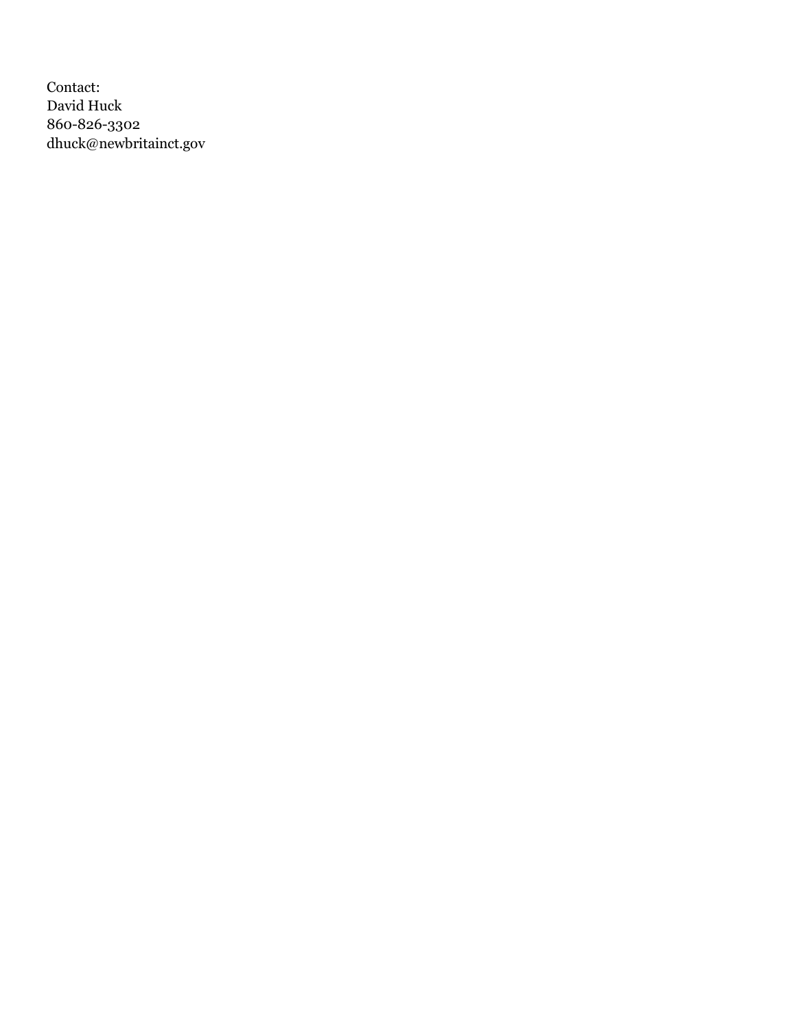Contact:
David Huck
860-826-3302
dhuck@newbritainct.gov